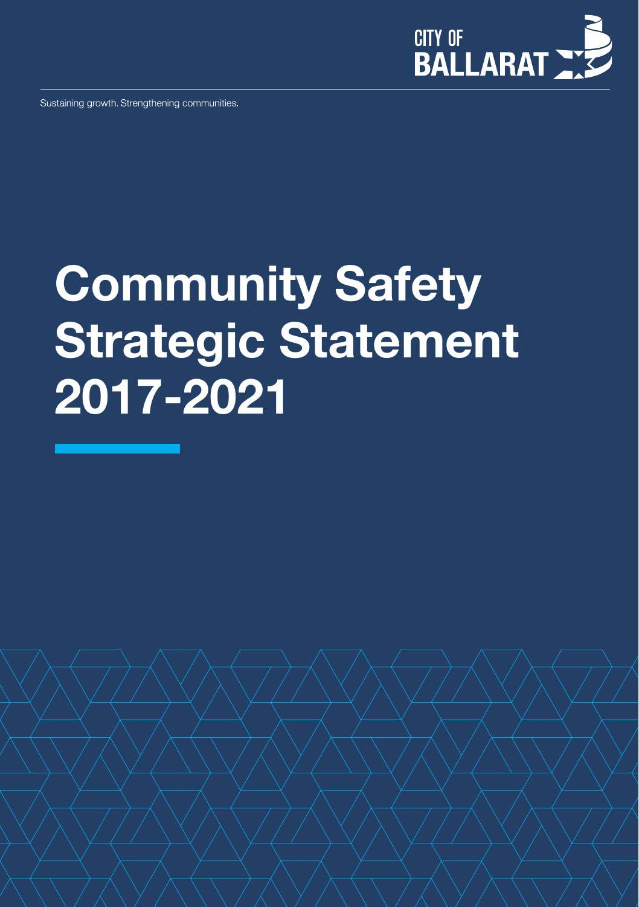CITY OF BALLARAT

Sustaining growth. Strengthening communities.

# Community Safety Strategic Statement 2017-2021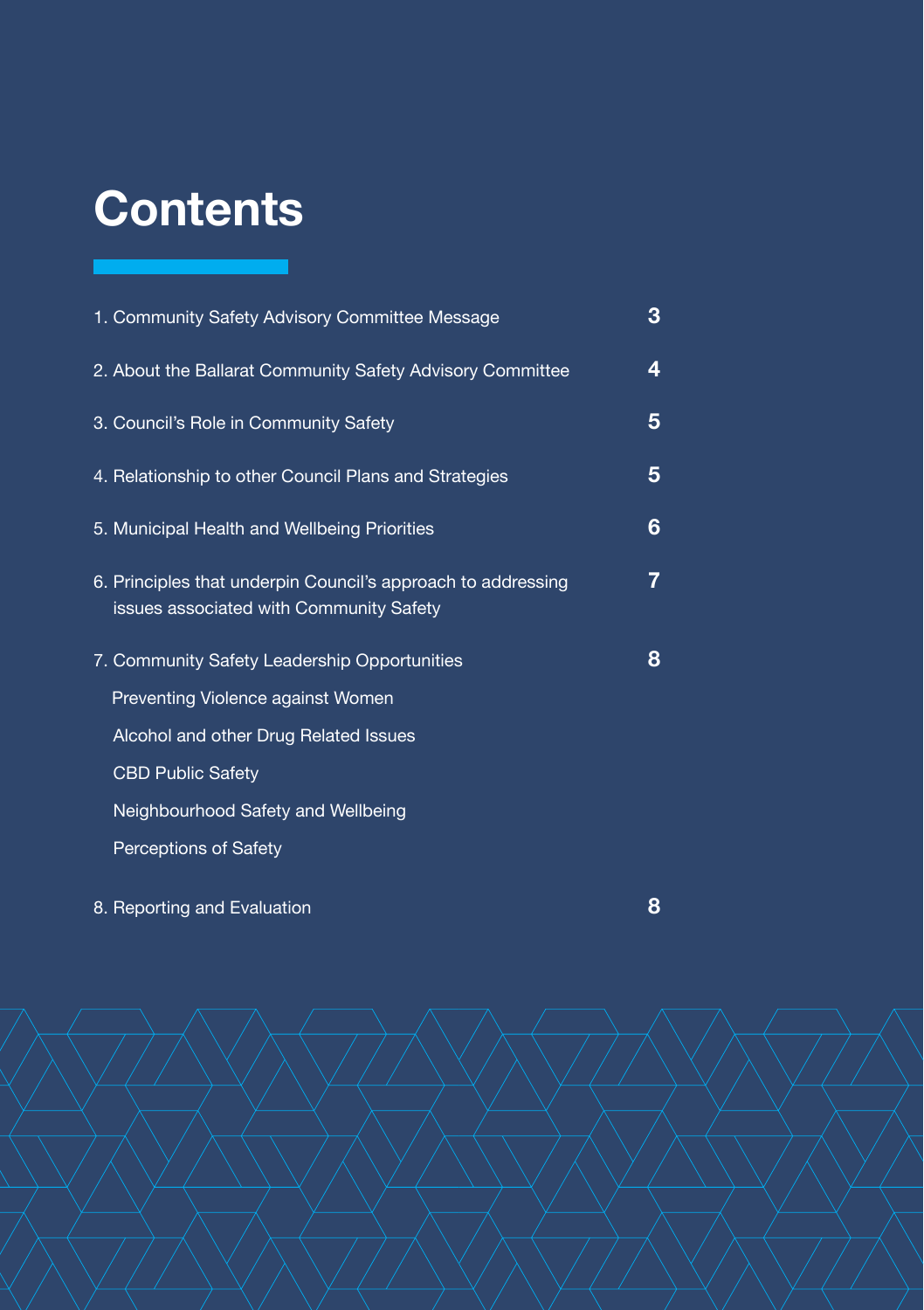# Contents

| | |
|---|---|
| 1. Community Safety Advisory Committee Message | 3 |
| 2. About the Ballarat Community Safety Advisory Committee | 4 |
| 3. Council's Role in Community Safety | 5 |
| 4. Relationship to other Council Plans and Strategies | 5 |
| 5. Municipal Health and Wellbeing Priorities | 6 |
| 6. Principles that underpin Council's approach to addressing issues associated with Community Safety | 7 |
| 7. Community Safety Leadership Opportunities | 8 |
| Preventing Violence against Women | |
| Alcohol and other Drug Related Issues | |
| CBD Public Safety | |
| Neighbourhood Safety and Wellbeing | |
| Perceptions of Safety | |
| 8. Reporting and Evaluation | 8 |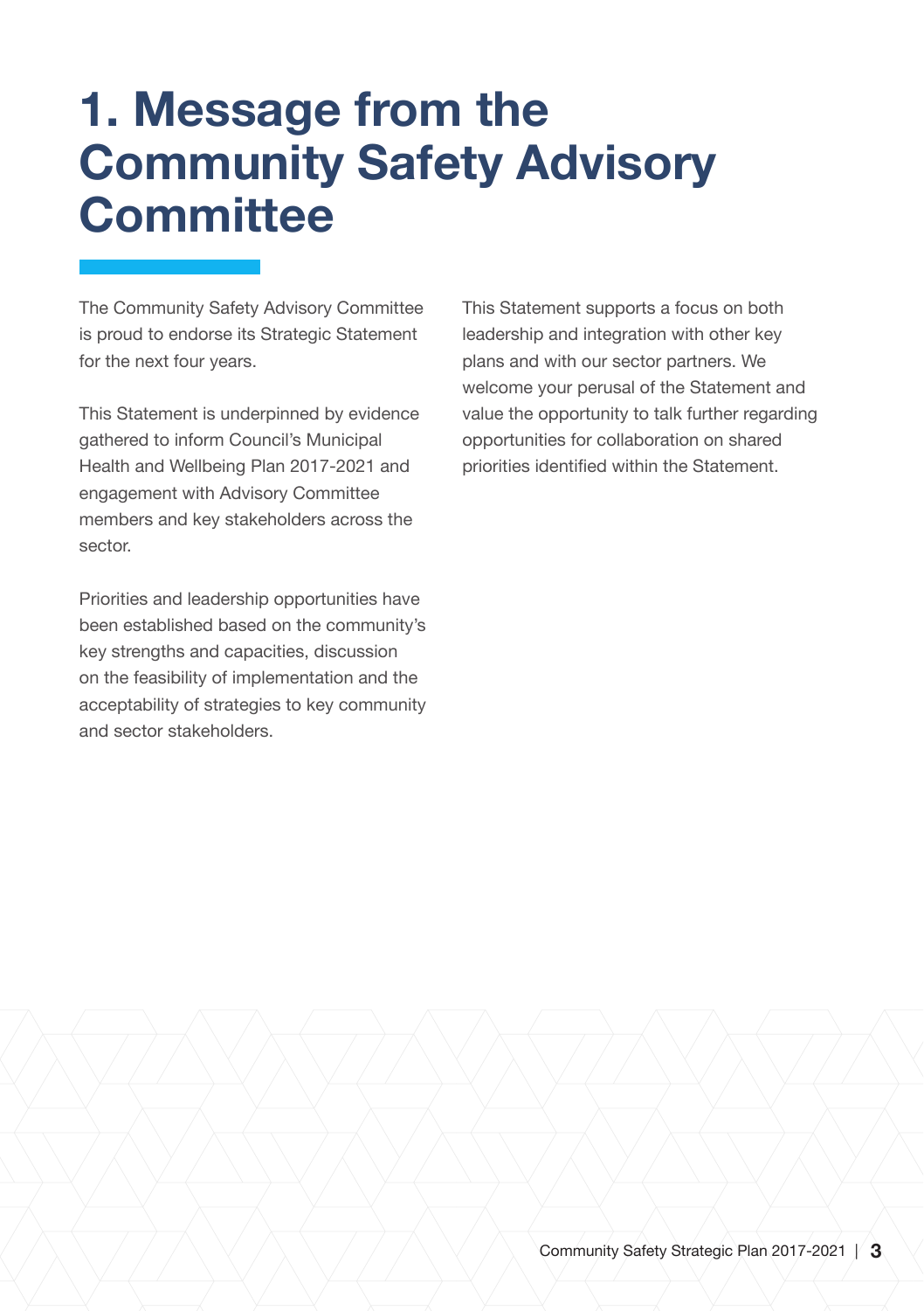# 1. Message from the Community Safety Advisory Committee

The Community Safety Advisory Committee is proud to endorse its Strategic Statement for the next four years.

This Statement is underpinned by evidence gathered to inform Council's Municipal Health and Wellbeing Plan 2017-2021 and engagement with Advisory Committee members and key stakeholders across the sector.

Priorities and leadership opportunities have been established based on the community's key strengths and capacities, discussion on the feasibility of implementation and the acceptability of strategies to key community and sector stakeholders.

This Statement supports a focus on both leadership and integration with other key plans and with our sector partners. We welcome your perusal of the Statement and value the opportunity to talk further regarding opportunities for collaboration on shared priorities identified within the Statement.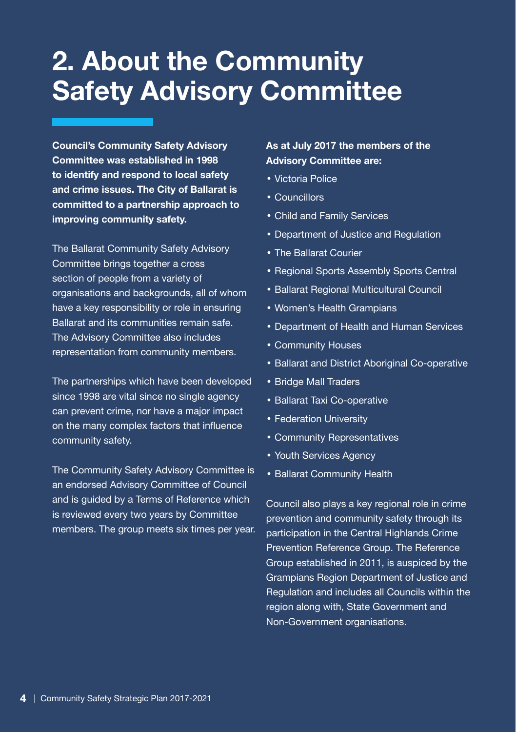# 2. About the Community Safety Advisory Committee

**Council's Community Safety Advisory Committee was established in 1998 to identify and respond to local safety and crime issues. The City of Ballarat is committed to a partnership approach to improving community safety.**

The Ballarat Community Safety Advisory Committee brings together a cross section of people from a variety of organisations and backgrounds, all of whom have a key responsibility or role in ensuring Ballarat and its communities remain safe. The Advisory Committee also includes representation from community members.

The partnerships which have been developed since 1998 are vital since no single agency can prevent crime, nor have a major impact on the many complex factors that influence community safety.

The Community Safety Advisory Committee is an endorsed Advisory Committee of Council and is guided by a Terms of Reference which is reviewed every two years by Committee members. The group meets six times per year.

**As at July 2017 the members of the Advisory Committee are:**

- Victoria Police
- Councillors
- Child and Family Services
- Department of Justice and Regulation
- The Ballarat Courier
- Regional Sports Assembly Sports Central
- Ballarat Regional Multicultural Council
- Women's Health Grampians
- Department of Health and Human Services
- Community Houses
- Ballarat and District Aboriginal Co-operative
- Bridge Mall Traders
- Ballarat Taxi Co-operative
- Federation University
- Community Representatives
- Youth Services Agency
- Ballarat Community Health

Council also plays a key regional role in crime prevention and community safety through its participation in the Central Highlands Crime Prevention Reference Group. The Reference Group established in 2011, is auspiced by the Grampians Region Department of Justice and Regulation and includes all Councils within the region along with, State Government and Non-Government organisations.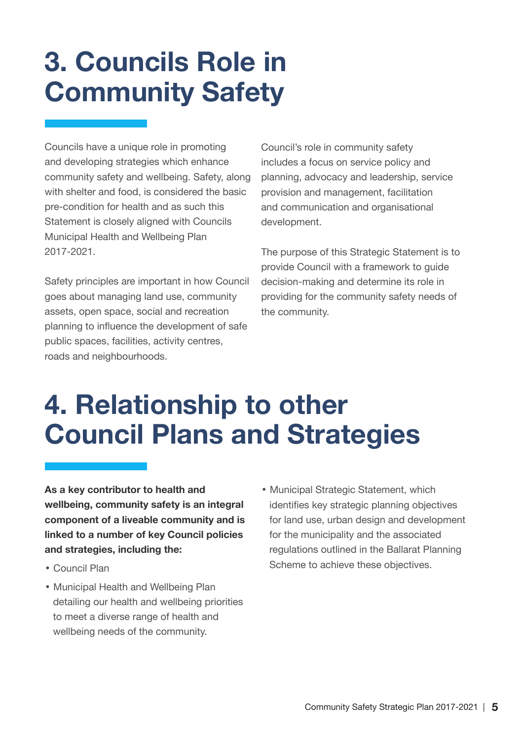# 3. Councils Role in Community Safety

Councils have a unique role in promoting and developing strategies which enhance community safety and wellbeing. Safety, along with shelter and food, is considered the basic pre-condition for health and as such this Statement is closely aligned with Councils Municipal Health and Wellbeing Plan 2017-2021.

Safety principles are important in how Council goes about managing land use, community assets, open space, social and recreation planning to influence the development of safe public spaces, facilities, activity centres, roads and neighbourhoods.

Council's role in community safety includes a focus on service policy and planning, advocacy and leadership, service provision and management, facilitation and communication and organisational development.

The purpose of this Strategic Statement is to provide Council with a framework to guide decision-making and determine its role in providing for the community safety needs of the community.

# 4. Relationship to other Council Plans and Strategies

**As a key contributor to health and wellbeing, community safety is an integral component of a liveable community and is linked to a number of key Council policies and strategies, including the:**

- Council Plan
- Municipal Health and Wellbeing Plan detailing our health and wellbeing priorities to meet a diverse range of health and wellbeing needs of the community.
- Municipal Strategic Statement, which identifies key strategic planning objectives for land use, urban design and development for the municipality and the associated regulations outlined in the Ballarat Planning Scheme to achieve these objectives.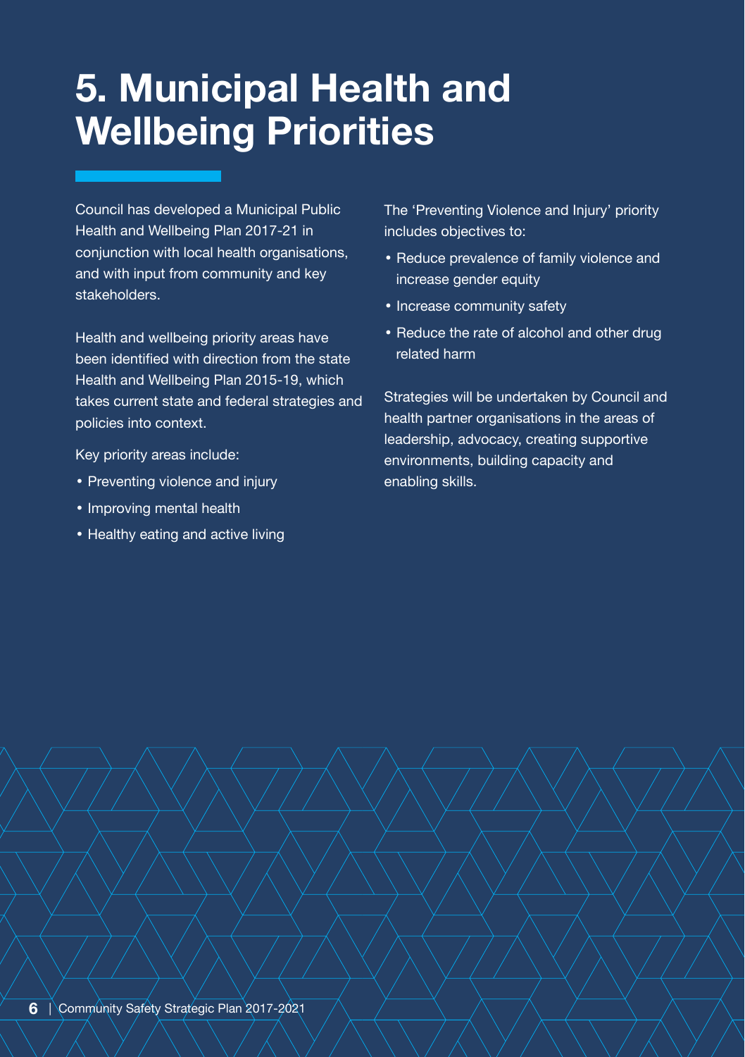# 5. Municipal Health and Wellbeing Priorities

Council has developed a Municipal Public Health and Wellbeing Plan 2017-21 in conjunction with local health organisations, and with input from community and key stakeholders.

Health and wellbeing priority areas have been identified with direction from the state Health and Wellbeing Plan 2015-19, which takes current state and federal strategies and policies into context.

Key priority areas include:

- Preventing violence and injury
- Improving mental health
- Healthy eating and active living

The 'Preventing Violence and Injury' priority includes objectives to:

- Reduce prevalence of family violence and increase gender equity
- Increase community safety
- Reduce the rate of alcohol and other drug related harm

Strategies will be undertaken by Council and health partner organisations in the areas of leadership, advocacy, creating supportive environments, building capacity and enabling skills.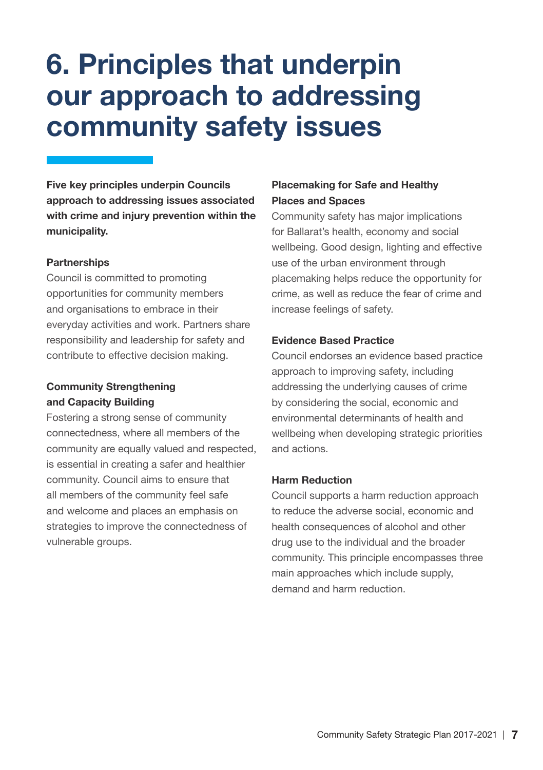# 6. Principles that underpin our approach to addressing community safety issues

**Five key principles underpin Councils approach to addressing issues associated with crime and injury prevention within the municipality.**

### Partnerships

Council is committed to promoting opportunities for community members and organisations to embrace in their everyday activities and work. Partners share responsibility and leadership for safety and contribute to effective decision making.

### Community Strengthening and Capacity Building

Fostering a strong sense of community connectedness, where all members of the community are equally valued and respected, is essential in creating a safer and healthier community. Council aims to ensure that all members of the community feel safe and welcome and places an emphasis on strategies to improve the connectedness of vulnerable groups.

### Placemaking for Safe and Healthy Places and Spaces

Community safety has major implications for Ballarat's health, economy and social wellbeing. Good design, lighting and effective use of the urban environment through placemaking helps reduce the opportunity for crime, as well as reduce the fear of crime and increase feelings of safety.

### Evidence Based Practice

Council endorses an evidence based practice approach to improving safety, including addressing the underlying causes of crime by considering the social, economic and environmental determinants of health and wellbeing when developing strategic priorities and actions.

### Harm Reduction

Council supports a harm reduction approach to reduce the adverse social, economic and health consequences of alcohol and other drug use to the individual and the broader community. This principle encompasses three main approaches which include supply, demand and harm reduction.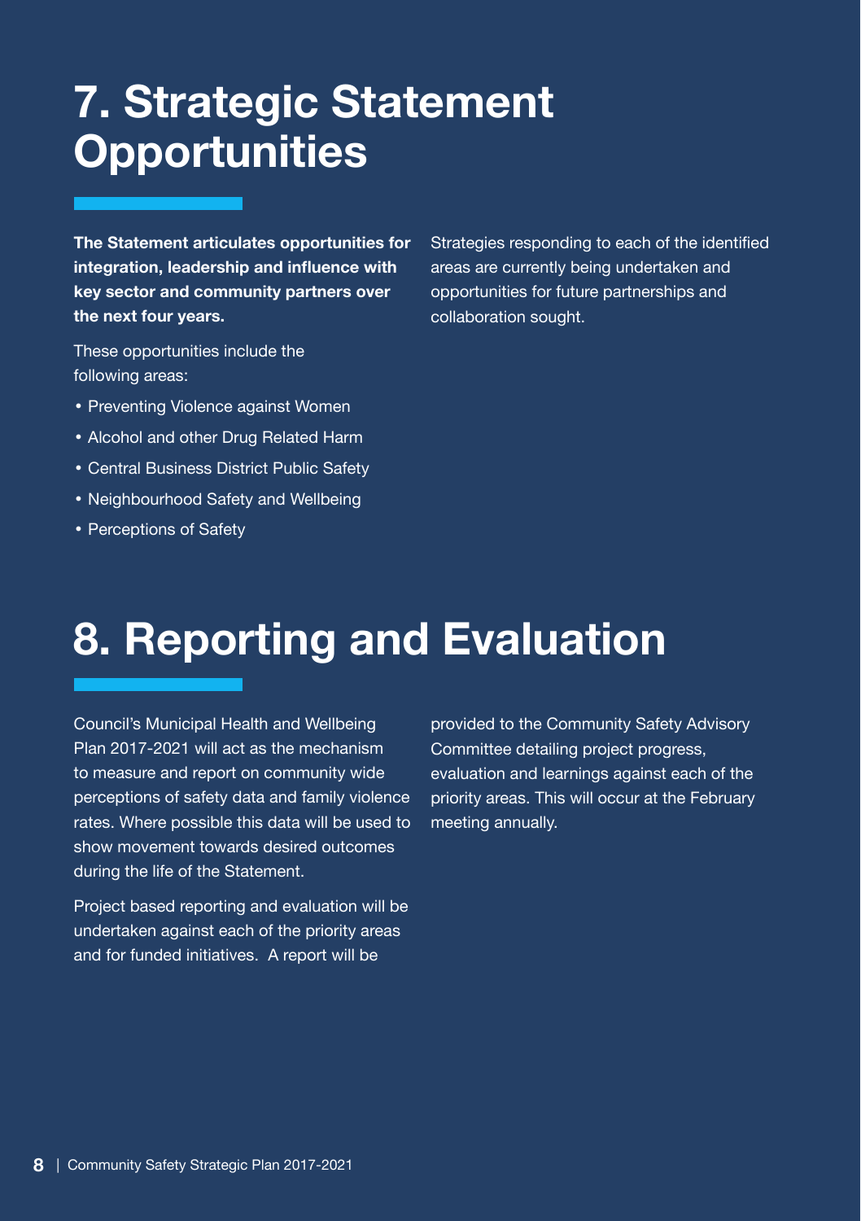# 7. Strategic Statement Opportunities

**The Statement articulates opportunities for integration, leadership and influence with key sector and community partners over the next four years.**

These opportunities include the following areas:

- Preventing Violence against Women
- Alcohol and other Drug Related Harm
- Central Business District Public Safety
- Neighbourhood Safety and Wellbeing
- Perceptions of Safety

Strategies responding to each of the identified areas are currently being undertaken and opportunities for future partnerships and collaboration sought.

# 8. Reporting and Evaluation

Council's Municipal Health and Wellbeing Plan 2017-2021 will act as the mechanism to measure and report on community wide perceptions of safety data and family violence rates. Where possible this data will be used to show movement towards desired outcomes during the life of the Statement.

Project based reporting and evaluation will be undertaken against each of the priority areas and for funded initiatives. A report will be provided to the Community Safety Advisory Committee detailing project progress, evaluation and learnings against each of the priority areas. This will occur at the February meeting annually.